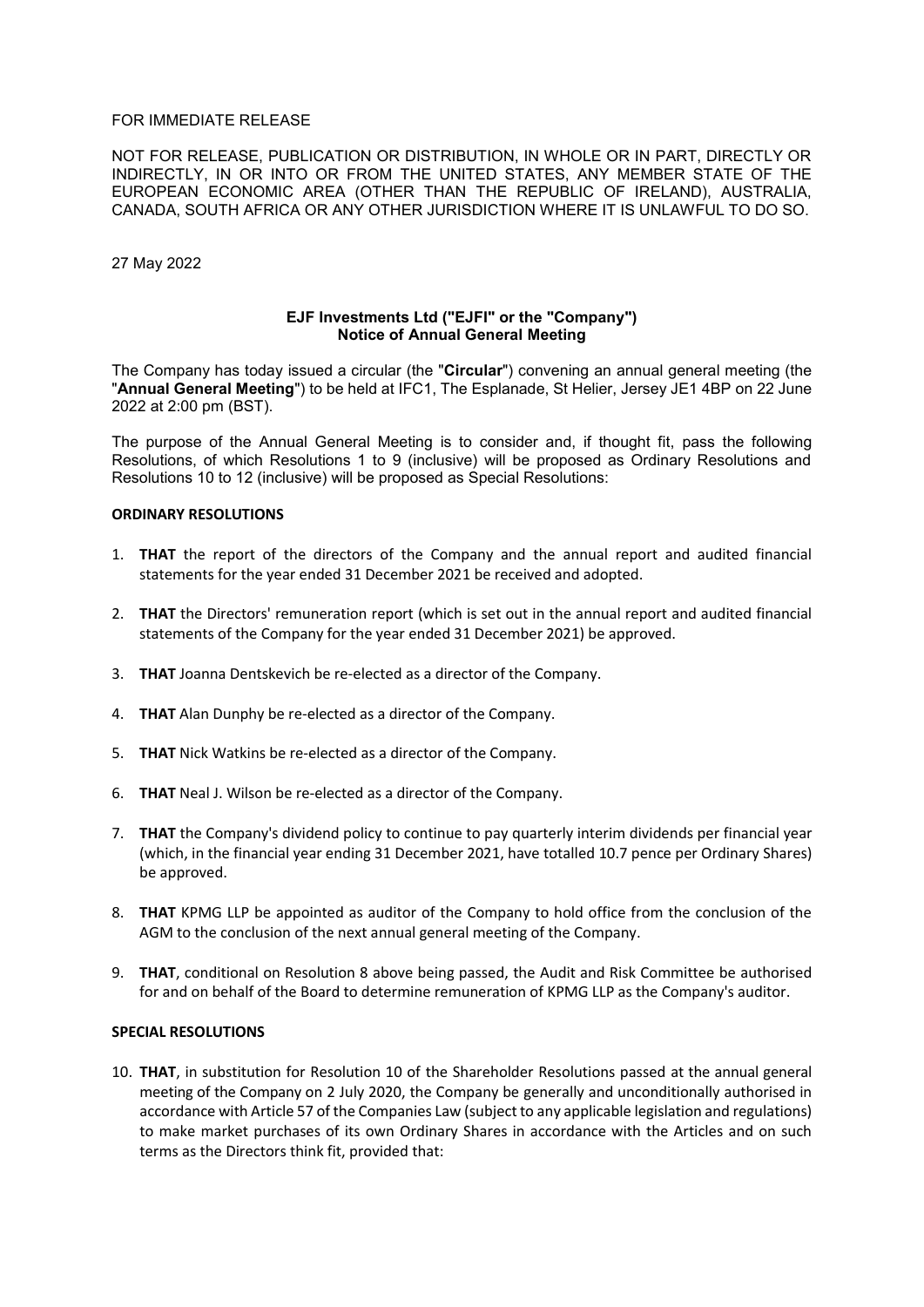FOR IMMEDIATE RELEASE

NOT FOR RELEASE, PUBLICATION OR DISTRIBUTION, IN WHOLE OR IN PART, DIRECTLY OR INDIRECTLY, IN OR INTO OR FROM THE UNITED STATES, ANY MEMBER STATE OF THE EUROPEAN ECONOMIC AREA (OTHER THAN THE REPUBLIC OF IRELAND), AUSTRALIA, CANADA, SOUTH AFRICA OR ANY OTHER JURISDICTION WHERE IT IS UNLAWFUL TO DO SO.

27 May 2022

**EJF Investments Ltd ("EJFI" or the "Company")**
**Notice of Annual General Meeting**

The Company has today issued a circular (the "**Circular**") convening an annual general meeting (the "**Annual General Meeting**") to be held at IFC1, The Esplanade, St Helier, Jersey JE1 4BP on 22 June 2022 at 2:00 pm (BST).

The purpose of the Annual General Meeting is to consider and, if thought fit, pass the following Resolutions, of which Resolutions 1 to 9 (inclusive) will be proposed as Ordinary Resolutions and Resolutions 10 to 12 (inclusive) will be proposed as Special Resolutions:

**ORDINARY RESOLUTIONS**

1. **THAT** the report of the directors of the Company and the annual report and audited financial statements for the year ended 31 December 2021 be received and adopted.

2. **THAT** the Directors' remuneration report (which is set out in the annual report and audited financial statements of the Company for the year ended 31 December 2021) be approved.

3. **THAT** Joanna Dentskevich be re-elected as a director of the Company.

4. **THAT** Alan Dunphy be re-elected as a director of the Company.

5. **THAT** Nick Watkins be re-elected as a director of the Company.

6. **THAT** Neal J. Wilson be re-elected as a director of the Company.

7. **THAT** the Company's dividend policy to continue to pay quarterly interim dividends per financial year (which, in the financial year ending 31 December 2021, have totalled 10.7 pence per Ordinary Shares) be approved.

8. **THAT** KPMG LLP be appointed as auditor of the Company to hold office from the conclusion of the AGM to the conclusion of the next annual general meeting of the Company.

9. **THAT**, conditional on Resolution 8 above being passed, the Audit and Risk Committee be authorised for and on behalf of the Board to determine remuneration of KPMG LLP as the Company's auditor.

**SPECIAL RESOLUTIONS**

10. **THAT**, in substitution for Resolution 10 of the Shareholder Resolutions passed at the annual general meeting of the Company on 2 July 2020, the Company be generally and unconditionally authorised in accordance with Article 57 of the Companies Law (subject to any applicable legislation and regulations) to make market purchases of its own Ordinary Shares in accordance with the Articles and on such terms as the Directors think fit, provided that: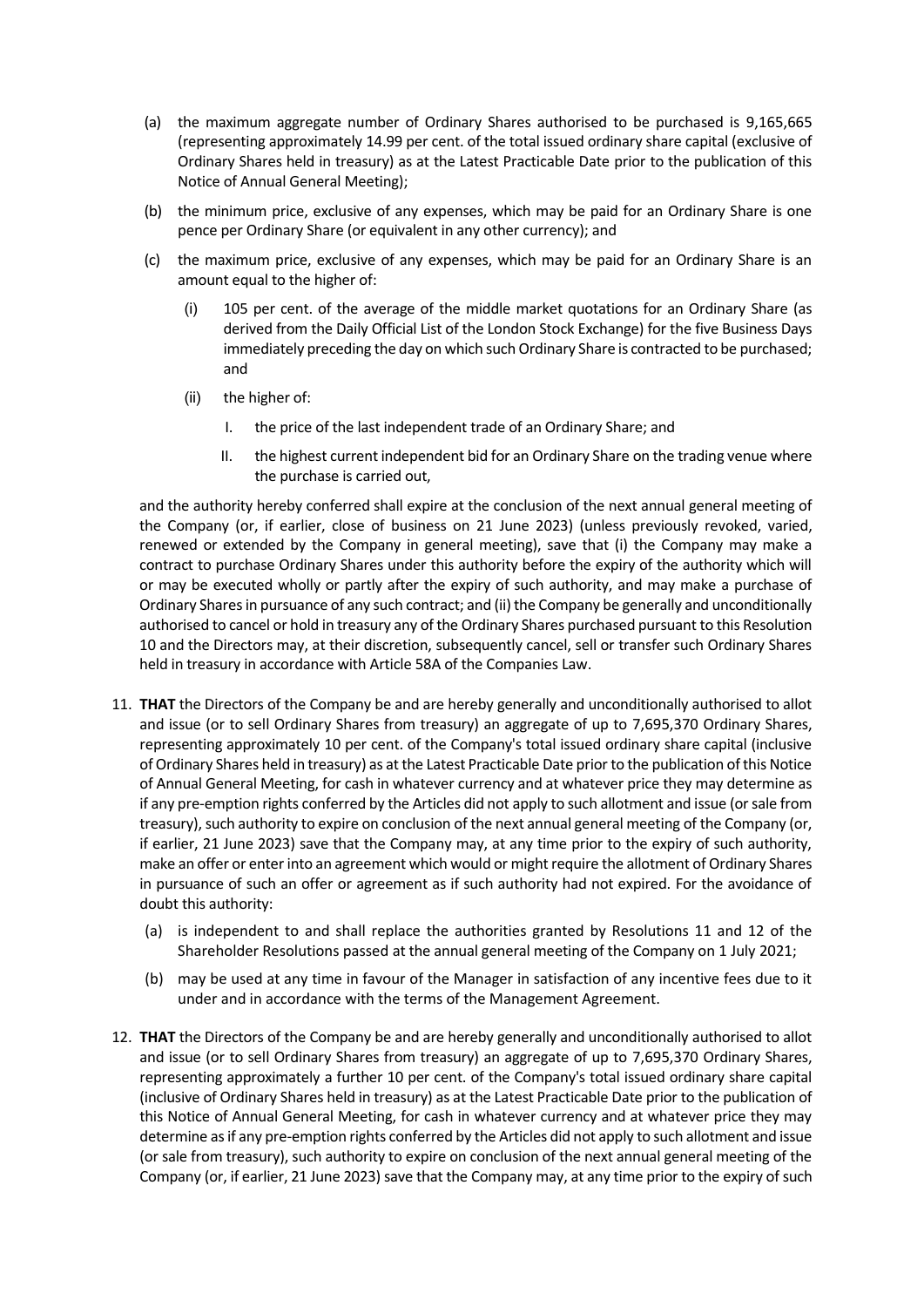(a) the maximum aggregate number of Ordinary Shares authorised to be purchased is 9,165,665 (representing approximately 14.99 per cent. of the total issued ordinary share capital (exclusive of Ordinary Shares held in treasury) as at the Latest Practicable Date prior to the publication of this Notice of Annual General Meeting);

(b) the minimum price, exclusive of any expenses, which may be paid for an Ordinary Share is one pence per Ordinary Share (or equivalent in any other currency); and

(c) the maximum price, exclusive of any expenses, which may be paid for an Ordinary Share is an amount equal to the higher of:

  (i) 105 per cent. of the average of the middle market quotations for an Ordinary Share (as derived from the Daily Official List of the London Stock Exchange) for the five Business Days immediately preceding the day on which such Ordinary Share is contracted to be purchased; and

  (ii) the higher of:

    I. the price of the last independent trade of an Ordinary Share; and

    II. the highest current independent bid for an Ordinary Share on the trading venue where the purchase is carried out,

and the authority hereby conferred shall expire at the conclusion of the next annual general meeting of the Company (or, if earlier, close of business on 21 June 2023) (unless previously revoked, varied, renewed or extended by the Company in general meeting), save that (i) the Company may make a contract to purchase Ordinary Shares under this authority before the expiry of the authority which will or may be executed wholly or partly after the expiry of such authority, and may make a purchase of Ordinary Shares in pursuance of any such contract; and (ii) the Company be generally and unconditionally authorised to cancel or hold in treasury any of the Ordinary Shares purchased pursuant to this Resolution 10 and the Directors may, at their discretion, subsequently cancel, sell or transfer such Ordinary Shares held in treasury in accordance with Article 58A of the Companies Law.

11. **THAT** the Directors of the Company be and are hereby generally and unconditionally authorised to allot and issue (or to sell Ordinary Shares from treasury) an aggregate of up to 7,695,370 Ordinary Shares, representing approximately 10 per cent. of the Company's total issued ordinary share capital (inclusive of Ordinary Shares held in treasury) as at the Latest Practicable Date prior to the publication of this Notice of Annual General Meeting, for cash in whatever currency and at whatever price they may determine as if any pre-emption rights conferred by the Articles did not apply to such allotment and issue (or sale from treasury), such authority to expire on conclusion of the next annual general meeting of the Company (or, if earlier, 21 June 2023) save that the Company may, at any time prior to the expiry of such authority, make an offer or enter into an agreement which would or might require the allotment of Ordinary Shares in pursuance of such an offer or agreement as if such authority had not expired. For the avoidance of doubt this authority:

  (a) is independent to and shall replace the authorities granted by Resolutions 11 and 12 of the Shareholder Resolutions passed at the annual general meeting of the Company on 1 July 2021;

  (b) may be used at any time in favour of the Manager in satisfaction of any incentive fees due to it under and in accordance with the terms of the Management Agreement.

12. **THAT** the Directors of the Company be and are hereby generally and unconditionally authorised to allot and issue (or to sell Ordinary Shares from treasury) an aggregate of up to 7,695,370 Ordinary Shares, representing approximately a further 10 per cent. of the Company's total issued ordinary share capital (inclusive of Ordinary Shares held in treasury) as at the Latest Practicable Date prior to the publication of this Notice of Annual General Meeting, for cash in whatever currency and at whatever price they may determine as if any pre-emption rights conferred by the Articles did not apply to such allotment and issue (or sale from treasury), such authority to expire on conclusion of the next annual general meeting of the Company (or, if earlier, 21 June 2023) save that the Company may, at any time prior to the expiry of such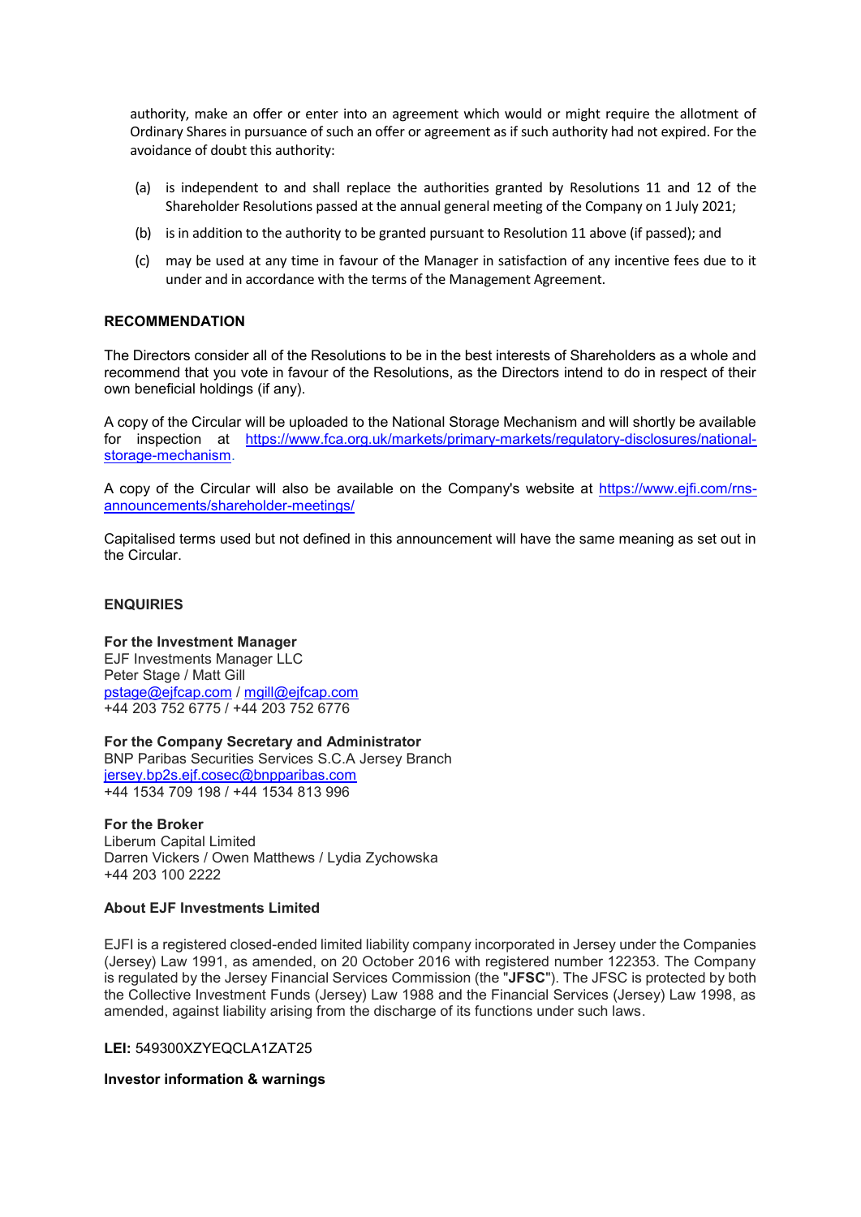authority, make an offer or enter into an agreement which would or might require the allotment of Ordinary Shares in pursuance of such an offer or agreement as if such authority had not expired. For the avoidance of doubt this authority:

(a) is independent to and shall replace the authorities granted by Resolutions 11 and 12 of the Shareholder Resolutions passed at the annual general meeting of the Company on 1 July 2021;

(b) is in addition to the authority to be granted pursuant to Resolution 11 above (if passed); and

(c) may be used at any time in favour of the Manager in satisfaction of any incentive fees due to it under and in accordance with the terms of the Management Agreement.

**RECOMMENDATION**

The Directors consider all of the Resolutions to be in the best interests of Shareholders as a whole and recommend that you vote in favour of the Resolutions, as the Directors intend to do in respect of their own beneficial holdings (if any).

A copy of the Circular will be uploaded to the National Storage Mechanism and will shortly be available for inspection at https://www.fca.org.uk/markets/primary-markets/regulatory-disclosures/national-storage-mechanism.

A copy of the Circular will also be available on the Company's website at https://www.ejfi.com/rns-announcements/shareholder-meetings/

Capitalised terms used but not defined in this announcement will have the same meaning as set out in the Circular.

**ENQUIRIES**

**For the Investment Manager**
EJF Investments Manager LLC
Peter Stage / Matt Gill
pstage@ejfcap.com / mgill@ejfcap.com
+44 203 752 6775 / +44 203 752 6776

**For the Company Secretary and Administrator**
BNP Paribas Securities Services S.C.A Jersey Branch
jersey.bp2s.ejf.cosec@bnpparibas.com
+44 1534 709 198 / +44 1534 813 996

**For the Broker**
Liberum Capital Limited
Darren Vickers / Owen Matthews / Lydia Zychowska
+44 203 100 2222

**About EJF Investments Limited**

EJFI is a registered closed-ended limited liability company incorporated in Jersey under the Companies (Jersey) Law 1991, as amended, on 20 October 2016 with registered number 122353. The Company is regulated by the Jersey Financial Services Commission (the "**JFSC**"). The JFSC is protected by both the Collective Investment Funds (Jersey) Law 1988 and the Financial Services (Jersey) Law 1998, as amended, against liability arising from the discharge of its functions under such laws.

**LEI:** 549300XZYEQCLA1ZAT25

**Investor information & warnings**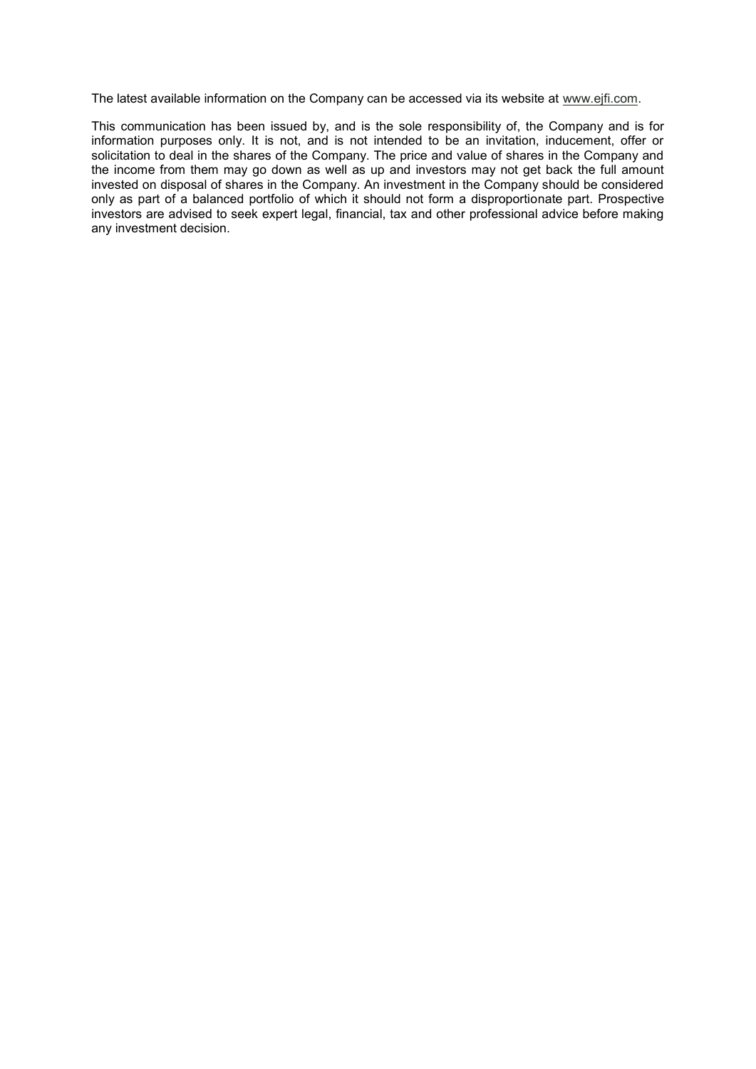The latest available information on the Company can be accessed via its website at www.ejfi.com.

This communication has been issued by, and is the sole responsibility of, the Company and is for information purposes only. It is not, and is not intended to be an invitation, inducement, offer or solicitation to deal in the shares of the Company. The price and value of shares in the Company and the income from them may go down as well as up and investors may not get back the full amount invested on disposal of shares in the Company. An investment in the Company should be considered only as part of a balanced portfolio of which it should not form a disproportionate part. Prospective investors are advised to seek expert legal, financial, tax and other professional advice before making any investment decision.